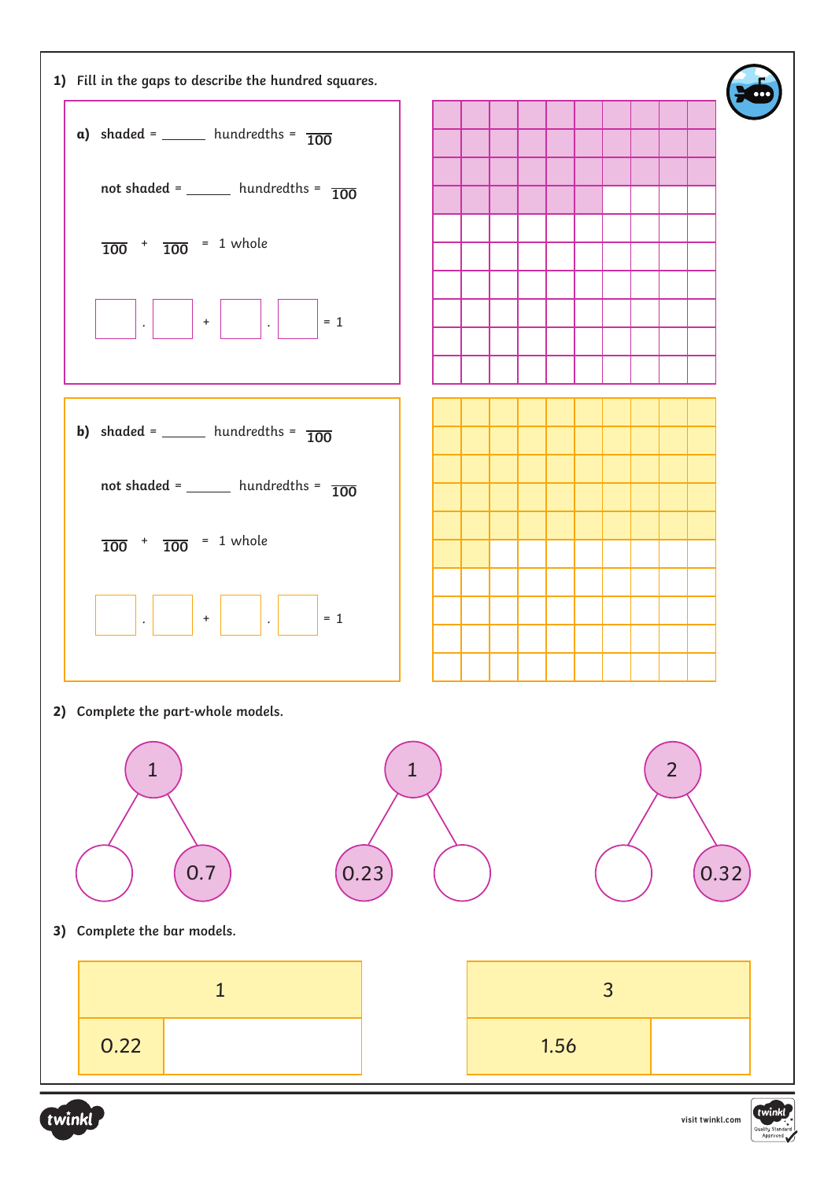1) Fill in the gaps to describe the hundred squares.

**a)** shaded = ______ hundredths = $\frac{\quad}{100}$

not shaded = ______ hundredths = $\frac{\quad}{100}$

$\frac{\quad}{100} + \frac{\quad}{100} = 1$ whole

☐ . ☐ + ☐ . ☐ = 1

**b)** shaded = ______ hundredths = $\frac{\quad}{100}$

not shaded = ______ hundredths = $\frac{\quad}{100}$

$\frac{\quad}{100} + \frac{\quad}{100} = 1$ whole

☐ . ☐ + ☐ . ☐ = 1

2) Complete the part-whole models.

| Whole | Part | Part |
|---|---|---|
| 1 | | 0.7 |
| 1 | 0.23 | |
| 2 | | 0.32 |

3) Complete the bar models.

| 1 | |
|---|---|
| 0.22 | |

| 3 | |
|---|---|
| 1.56 | |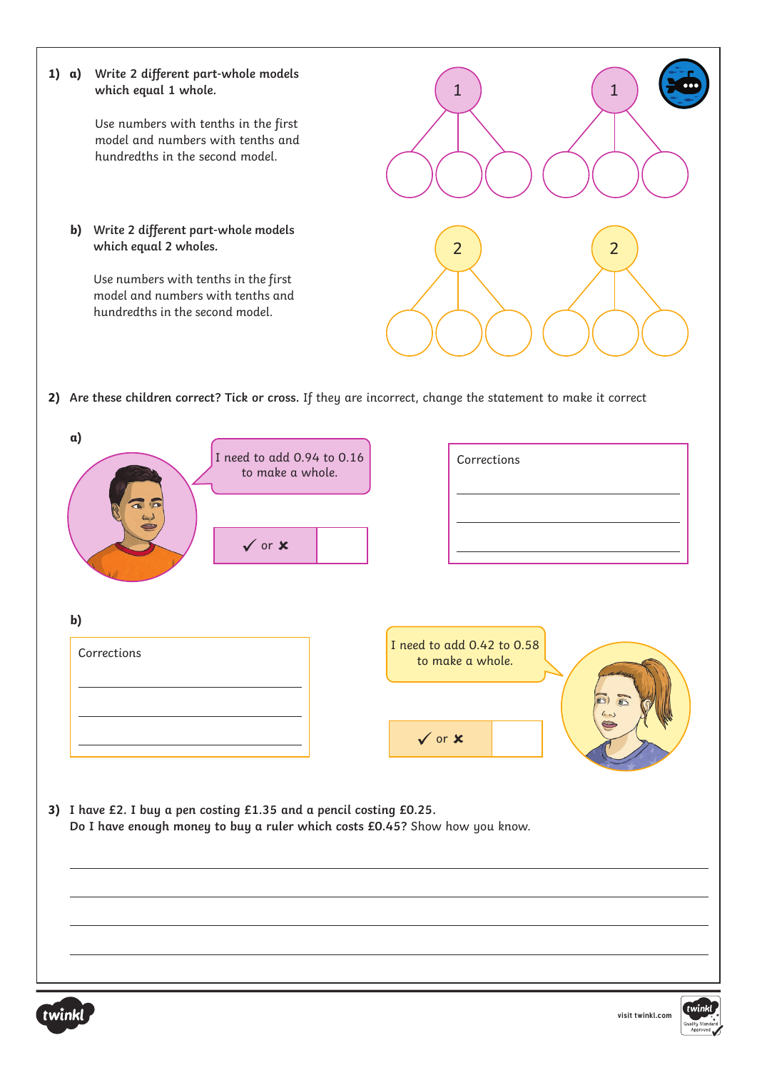**1) a) Write 2 different part-whole models which equal 1 whole.**

Use numbers with tenths in the first model and numbers with tenths and hundredths in the second model.

1 → ( ) ( ) ( )

1 → ( ) ( ) ( )

**b) Write 2 different part-whole models which equal 2 wholes.**

Use numbers with tenths in the first model and numbers with tenths and hundredths in the second model.

2 → ( ) ( ) ( )

2 → ( ) ( ) ( )

**2) Are these children correct? Tick or cross.** If they are incorrect, change the statement to make it correct

**a)**

I need to add 0.94 to 0.16 to make a whole.

✓ or ✗ ____

Corrections

______________________

______________________

______________________

**b)**

I need to add 0.42 to 0.58 to make a whole.

✓ or ✗ ____

Corrections

______________________

______________________

______________________

**3) I have £2. I buy a pen costing £1.35 and a pencil costing £0.25.**
**Do I have enough money to buy a ruler which costs £0.45?** Show how you know.

______________________________________________

______________________________________________

______________________________________________

______________________________________________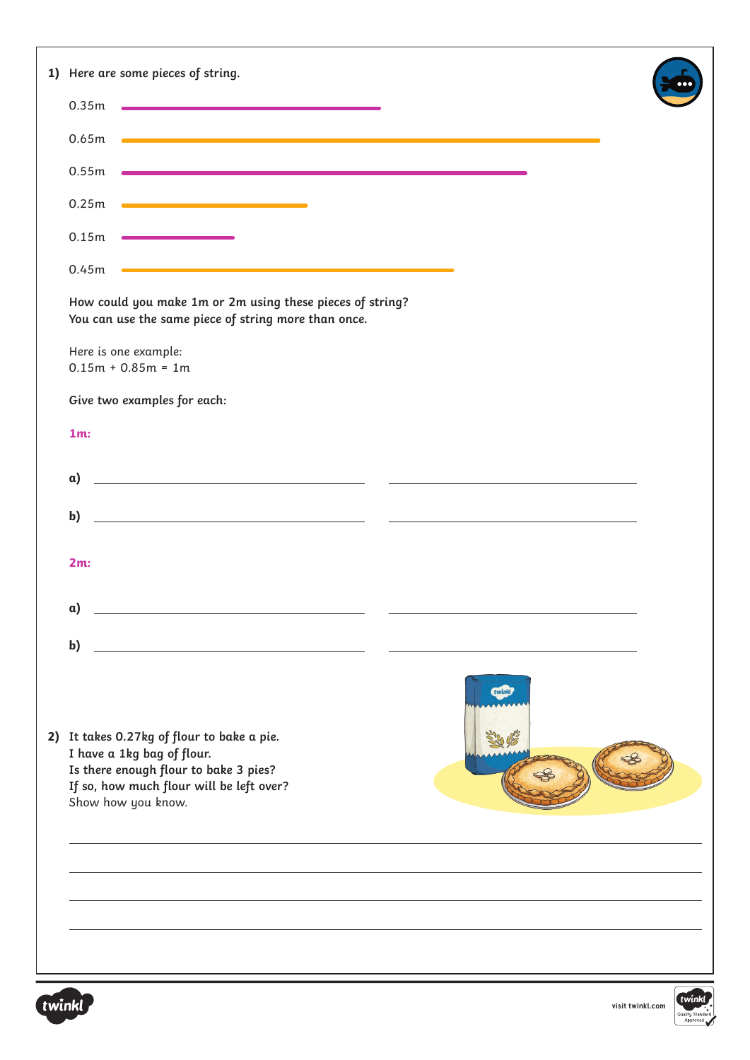**1)** **Here are some pieces of string.**

0.35m

0.65m

0.55m

0.25m

0.15m

0.45m

**How could you make 1m or 2m using these pieces of string?**
**You can use the same piece of string more than once.**

Here is one example:
0.15m + 0.85m = 1m

**Give two examples for each:**

**1m:**

**a)** ______________________________ ______________________________

**b)** ______________________________ ______________________________

**2m:**

**a)** ______________________________ ______________________________

**b)** ______________________________ ______________________________

**2)** **It takes 0.27kg of flour to bake a pie.**
**I have a 1kg bag of flour.**
**Is there enough flour to bake 3 pies?**
**If so, how much flour will be left over?**
Show how you know.

______________________________________________________________________

______________________________________________________________________

______________________________________________________________________

______________________________________________________________________